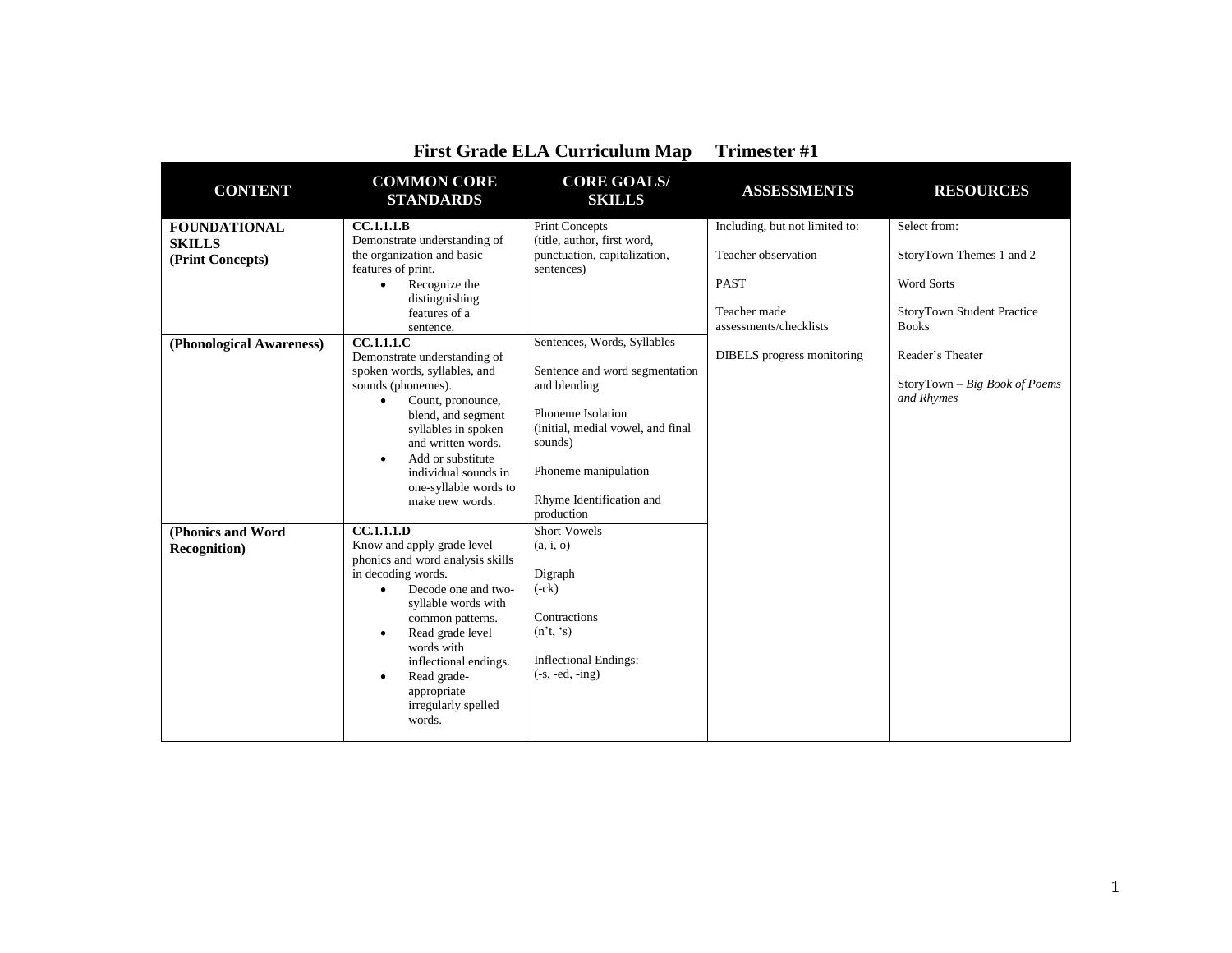# First Grade ELA Curriculum Map     Trimester #1

| CONTENT | COMMON CORE STANDARDS | CORE GOALS/ SKILLS | ASSESSMENTS | RESOURCES |
|---|---|---|---|---|
| **FOUNDATIONAL SKILLS (Print Concepts)** | **CC.1.1.1.B** Demonstrate understanding of the organization and basic features of print. <br>• Recognize the distinguishing features of a sentence. | Print Concepts (title, author, first word, punctuation, capitalization, sentences) | Including, but not limited to:<br><br>Teacher observation<br><br>PAST<br><br>Teacher made assessments/checklists<br><br>DIBELS progress monitoring | Select from:<br><br>StoryTown Themes 1 and 2<br><br>Word Sorts<br><br>StoryTown Student Practice Books<br><br>Reader's Theater<br><br>StoryTown – *Big Book of Poems and Rhymes* |
| **(Phonological Awareness)** | **CC.1.1.1.C** Demonstrate understanding of spoken words, syllables, and sounds (phonemes).<br>• Count, pronounce, blend, and segment syllables in spoken and written words.<br>• Add or substitute individual sounds in one-syllable words to make new words. | Sentences, Words, Syllables<br><br>Sentence and word segmentation and blending<br><br>Phoneme Isolation (initial, medial vowel, and final sounds)<br><br>Phoneme manipulation<br><br>Rhyme Identification and production | | |
| **(Phonics and Word Recognition)** | **CC.1.1.1.D** Know and apply grade level phonics and word analysis skills in decoding words.<br>• Decode one and two-syllable words with common patterns.<br>• Read grade level words with inflectional endings.<br>• Read grade-appropriate irregularly spelled words. | Short Vowels (a, i, o)<br><br>Digraph (-ck)<br><br>Contractions (n't, 's)<br><br>Inflectional Endings: (-s, -ed, -ing) | | |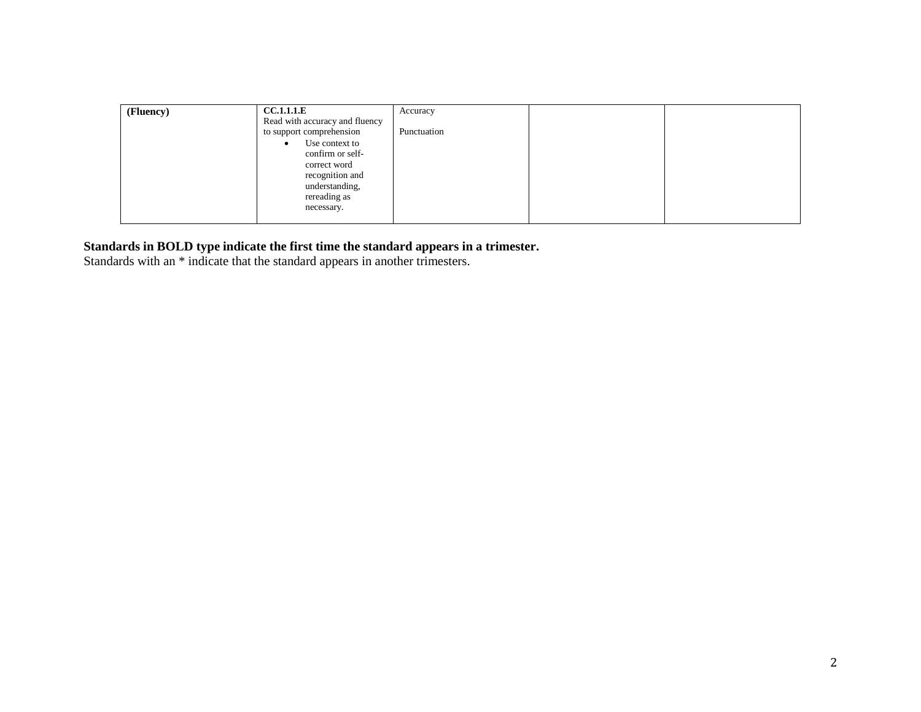| | | | | |
|---|---|---|---|---|
| **(Fluency)** | **CC.1.1.1.E**<br>Read with accuracy and fluency to support comprehension<br>• Use context to confirm or self-correct word recognition and understanding, rereading as necessary. | Accuracy<br><br>Punctuation | | |

**Standards in BOLD type indicate the first time the standard appears in a trimester.**

Standards with an * indicate that the standard appears in another trimesters.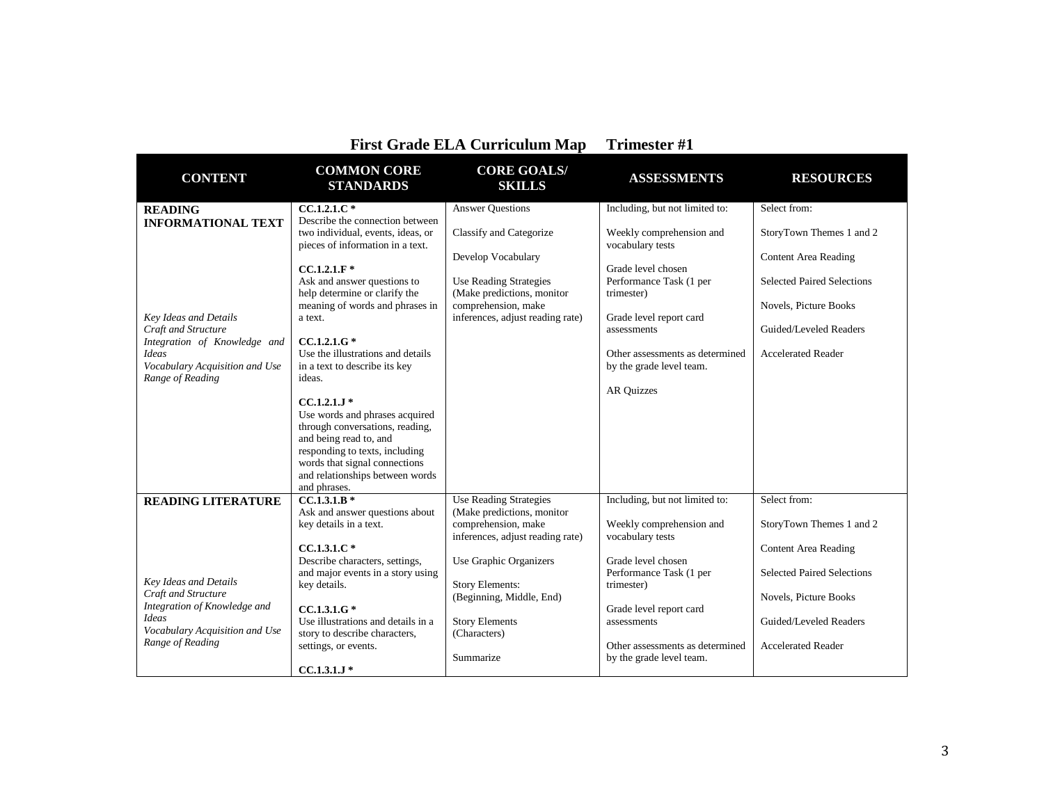## First Grade ELA Curriculum Map Trimester #1

| CONTENT | COMMON CORE STANDARDS | CORE GOALS/ SKILLS | ASSESSMENTS | RESOURCES |
|---|---|---|---|---|
| **READING INFORMATIONAL TEXT**<br><br>*Key Ideas and Details*<br>*Craft and Structure*<br>*Integration of Knowledge and Ideas*<br>*Vocabulary Acquisition and Use*<br>*Range of Reading* | **CC.1.2.1.C ***<br>Describe the connection between two individual, events, ideas, or pieces of information in a text.<br><br>**CC.1.2.1.F ***<br>Ask and answer questions to help determine or clarify the meaning of words and phrases in a text.<br><br>**CC.1.2.1.G ***<br>Use the illustrations and details in a text to describe its key ideas.<br><br>**CC.1.2.1.J ***<br>Use words and phrases acquired through conversations, reading, and being read to, and responding to texts, including words that signal connections and relationships between words and phrases. | Answer Questions<br><br>Classify and Categorize<br><br>Develop Vocabulary<br><br>Use Reading Strategies (Make predictions, monitor comprehension, make inferences, adjust reading rate) | Including, but not limited to:<br><br>Weekly comprehension and vocabulary tests<br><br>Grade level chosen Performance Task (1 per trimester)<br><br>Grade level report card assessments<br><br>Other assessments as determined by the grade level team.<br><br>AR Quizzes | Select from:<br><br>StoryTown Themes 1 and 2<br><br>Content Area Reading<br><br>Selected Paired Selections<br><br>Novels, Picture Books<br><br>Guided/Leveled Readers<br><br>Accelerated Reader |
| **READING LITERATURE**<br><br>*Key Ideas and Details*<br>*Craft and Structure*<br>*Integration of Knowledge and Ideas*<br>*Vocabulary Acquisition and Use*<br>*Range of Reading* | **CC.1.3.1.B ***<br>Ask and answer questions about key details in a text.<br><br>**CC.1.3.1.C ***<br>Describe characters, settings, and major events in a story using key details.<br><br>**CC.1.3.1.G ***<br>Use illustrations and details in a story to describe characters, settings, or events.<br><br>**CC.1.3.1.J *** | Use Reading Strategies (Make predictions, monitor comprehension, make inferences, adjust reading rate)<br><br>Use Graphic Organizers<br><br>Story Elements: (Beginning, Middle, End)<br><br>Story Elements (Characters)<br><br>Summarize | Including, but not limited to:<br><br>Weekly comprehension and vocabulary tests<br><br>Grade level chosen Performance Task (1 per trimester)<br><br>Grade level report card assessments<br><br>Other assessments as determined by the grade level team. | Select from:<br><br>StoryTown Themes 1 and 2<br><br>Content Area Reading<br><br>Selected Paired Selections<br><br>Novels, Picture Books<br><br>Guided/Leveled Readers<br><br>Accelerated Reader |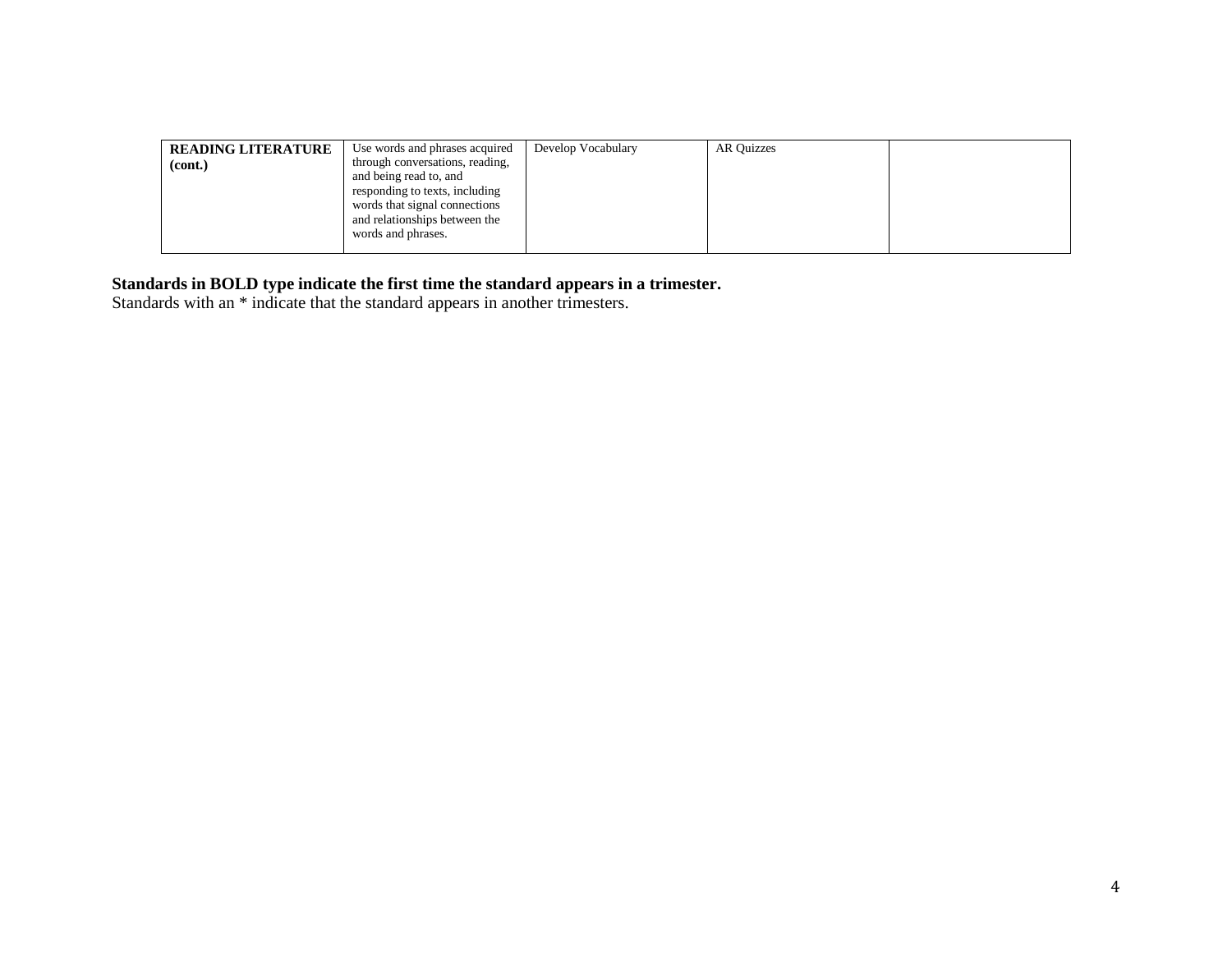| **READING LITERATURE (cont.)** | Use words and phrases acquired through conversations, reading, and being read to, and responding to texts, including words that signal connections and relationships between the words and phrases. | Develop Vocabulary | AR Quizzes | |
|---|---|---|---|---|

**Standards in BOLD type indicate the first time the standard appears in a trimester.**

Standards with an * indicate that the standard appears in another trimesters.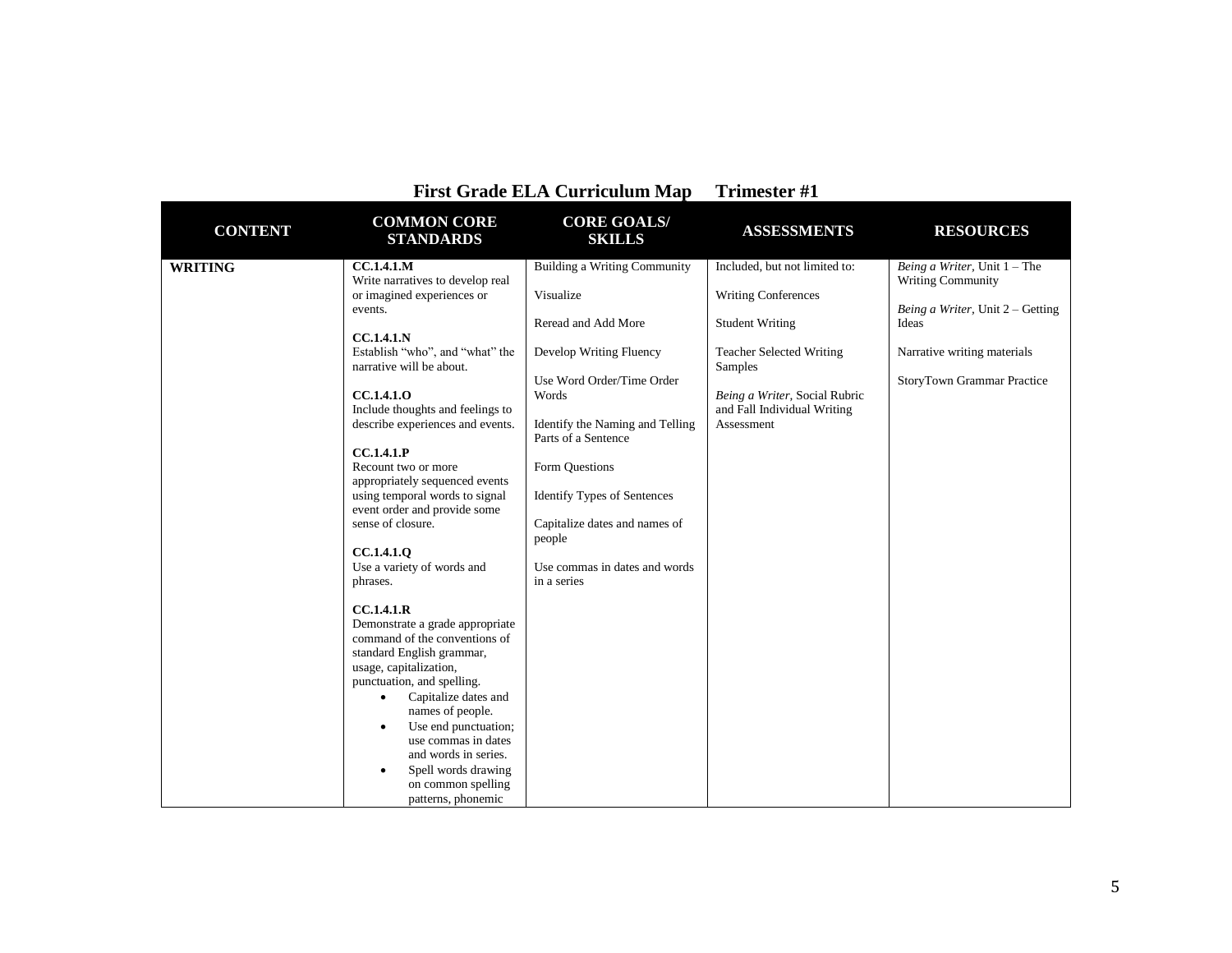# First Grade ELA Curriculum Map Trimester #1

| CONTENT | COMMON CORE STANDARDS | CORE GOALS/ SKILLS | ASSESSMENTS | RESOURCES |
| --- | --- | --- | --- | --- |
| **WRITING** | **CC.1.4.1.M**<br>Write narratives to develop real or imagined experiences or events.<br><br>**CC.1.4.1.N**<br>Establish "who", and "what" the narrative will be about.<br><br>**CC.1.4.1.O**<br>Include thoughts and feelings to describe experiences and events.<br><br>**CC.1.4.1.P**<br>Recount two or more appropriately sequenced events using temporal words to signal event order and provide some sense of closure.<br><br>**CC.1.4.1.Q**<br>Use a variety of words and phrases.<br><br>**CC.1.4.1.R**<br>Demonstrate a grade appropriate command of the conventions of standard English grammar, usage, capitalization, punctuation, and spelling.<br>• Capitalize dates and names of people.<br>• Use end punctuation; use commas in dates and words in series.<br>• Spell words drawing on common spelling patterns, phonemic | Building a Writing Community<br><br>Visualize<br><br>Reread and Add More<br><br>Develop Writing Fluency<br><br>Use Word Order/Time Order Words<br><br>Identify the Naming and Telling Parts of a Sentence<br><br>Form Questions<br><br>Identify Types of Sentences<br><br>Capitalize dates and names of people<br><br>Use commas in dates and words in a series | Included, but not limited to:<br><br>Writing Conferences<br><br>Student Writing<br><br>Teacher Selected Writing Samples<br><br>*Being a Writer*, Social Rubric and Fall Individual Writing Assessment | *Being a Writer*, Unit 1 – The Writing Community<br><br>*Being a Writer*, Unit 2 – Getting Ideas<br><br>Narrative writing materials<br><br>StoryTown Grammar Practice |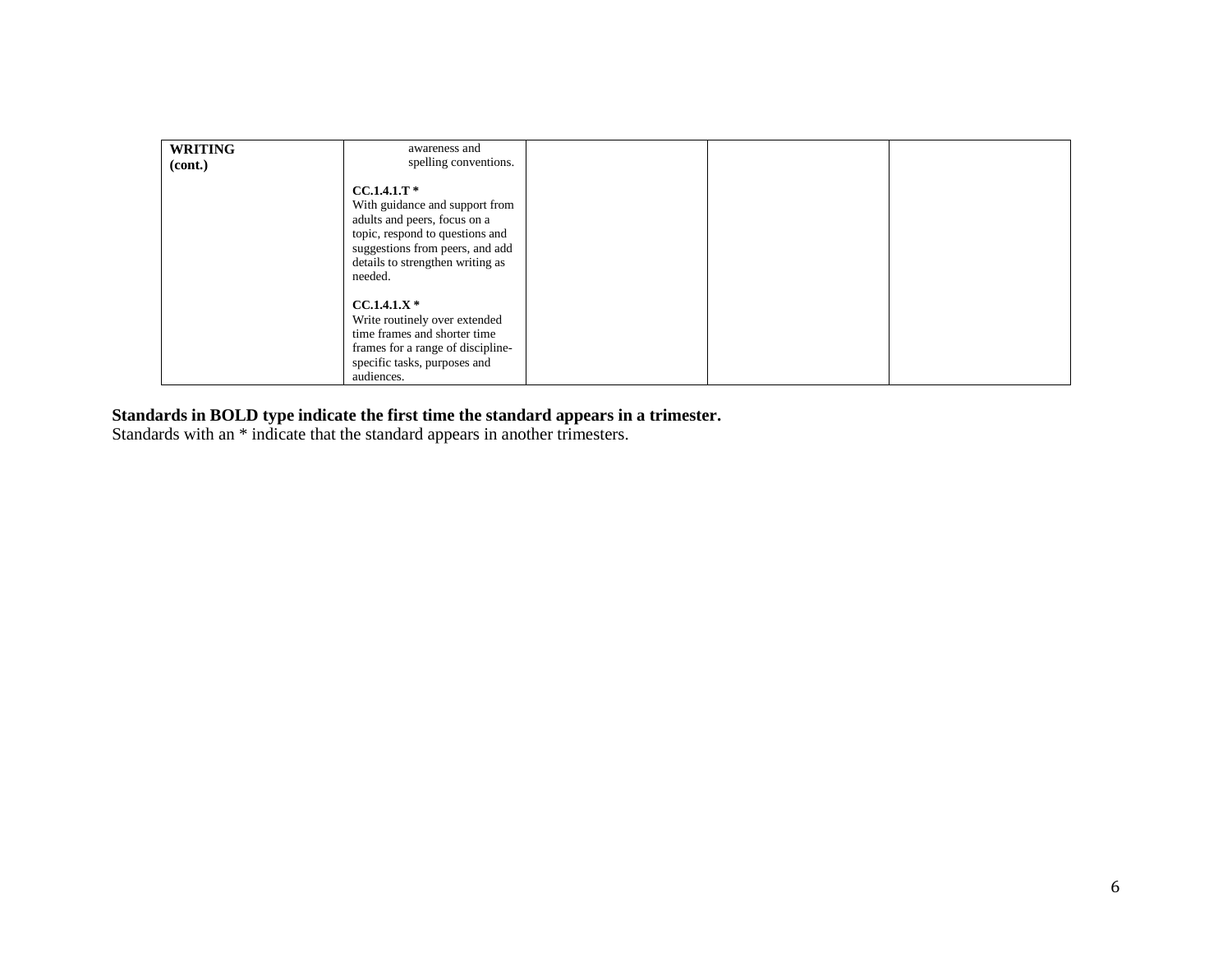| **WRITING (cont.)** | awareness and spelling conventions.<br><br>**CC.1.4.1.T** *<br>With guidance and support from adults and peers, focus on a topic, respond to questions and suggestions from peers, and add details to strengthen writing as needed.<br><br>**CC.1.4.1.X** *<br>Write routinely over extended time frames and shorter time frames for a range of discipline-specific tasks, purposes and audiences. | | | |
|---|---|---|---|---|

**Standards in BOLD type indicate the first time the standard appears in a trimester.**
Standards with an * indicate that the standard appears in another trimesters.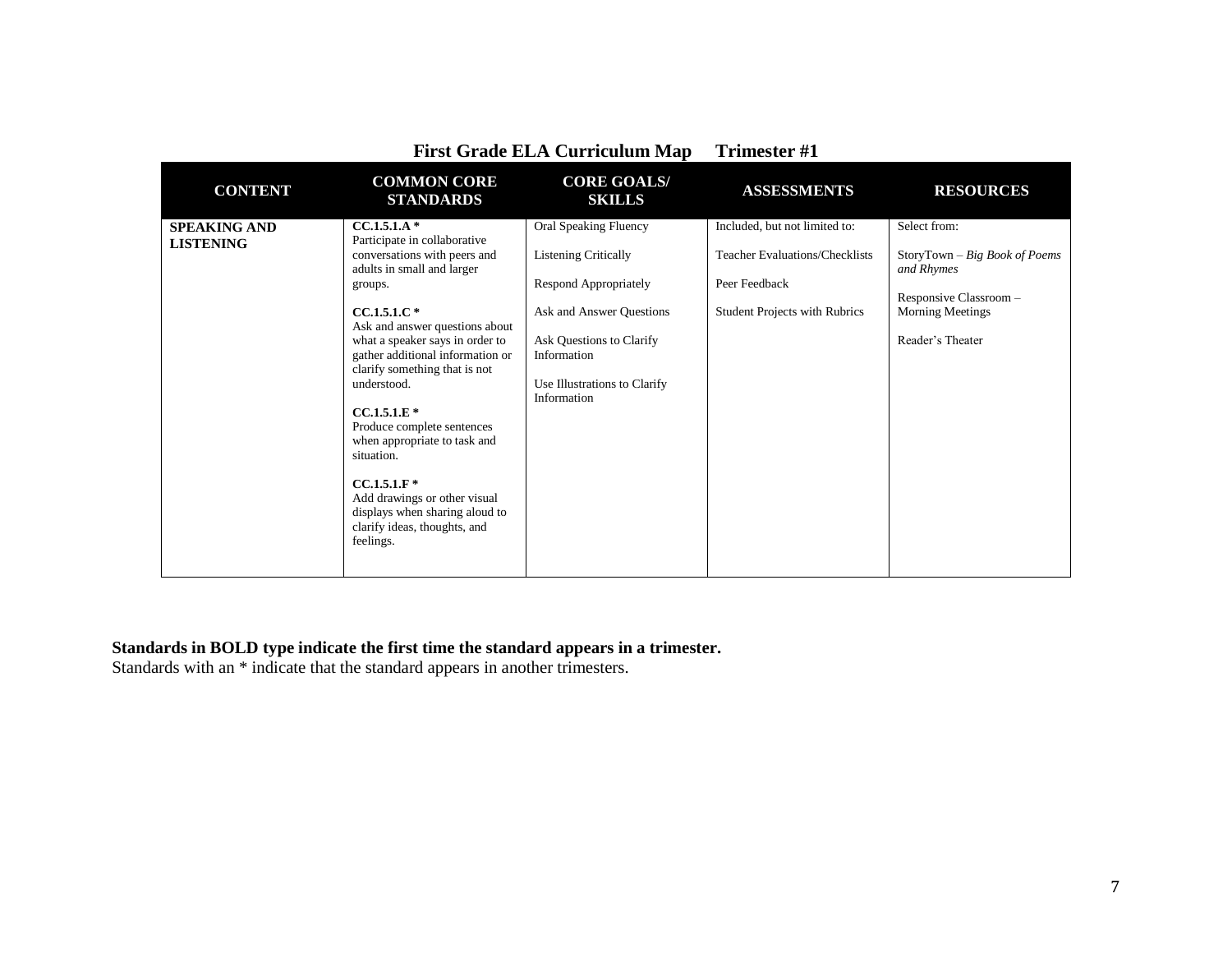## First Grade ELA Curriculum Map     Trimester #1

| CONTENT | COMMON CORE STANDARDS | CORE GOALS/ SKILLS | ASSESSMENTS | RESOURCES |
|---|---|---|---|---|
| **SPEAKING AND LISTENING** | **CC.1.5.1.A** * Participate in collaborative conversations with peers and adults in small and larger groups.<br><br>**CC.1.5.1.C** * Ask and answer questions about what a speaker says in order to gather additional information or clarify something that is not understood.<br><br>**CC.1.5.1.E** * Produce complete sentences when appropriate to task and situation.<br><br>**CC.1.5.1.F** * Add drawings or other visual displays when sharing aloud to clarify ideas, thoughts, and feelings. | Oral Speaking Fluency<br><br>Listening Critically<br><br>Respond Appropriately<br><br>Ask and Answer Questions<br><br>Ask Questions to Clarify Information<br><br>Use Illustrations to Clarify Information | Included, but not limited to:<br><br>Teacher Evaluations/Checklists<br><br>Peer Feedback<br><br>Student Projects with Rubrics | Select from:<br><br>StoryTown – *Big Book of Poems and Rhymes*<br><br>Responsive Classroom – Morning Meetings<br><br>Reader's Theater |

**Standards in BOLD type indicate the first time the standard appears in a trimester.**
Standards with an * indicate that the standard appears in another trimesters.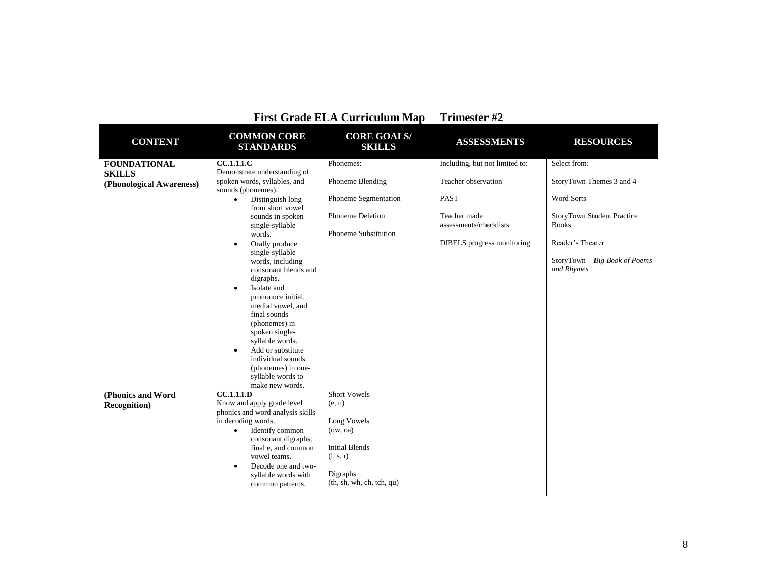# First Grade ELA Curriculum Map Trimester #2

| CONTENT | COMMON CORE STANDARDS | CORE GOALS/ SKILLS | ASSESSMENTS | RESOURCES |
|---|---|---|---|---|
| **FOUNDATIONAL SKILLS (Phonological Awareness)** | **CC.1.1.1.C** Demonstrate understanding of spoken words, syllables, and sounds (phonemes).<br>• Distinguish long from short vowel sounds in spoken single-syllable words.<br>• Orally produce single-syllable words, including consonant blends and digraphs.<br>• Isolate and pronounce initial, medial vowel, and final sounds (phonemes) in spoken single-syllable words.<br>• Add or substitute individual sounds (phonemes) in one-syllable words to make new words. | Phonemes:<br><br>Phoneme Blending<br><br>Phoneme Segmentation<br><br>Phoneme Deletion<br><br>Phoneme Substitution | Including, but not limited to:<br><br>Teacher observation<br><br>PAST<br><br>Teacher made assessments/checklists<br><br>DIBELS progress monitoring | Select from:<br><br>StoryTown Themes 3 and 4<br><br>Word Sorts<br><br>StoryTown Student Practice Books<br><br>Reader's Theater<br><br>StoryTown – *Big Book of Poems and Rhymes* |
| **(Phonics and Word Recognition)** | **CC.1.1.1.D** Know and apply grade level phonics and word analysis skills in decoding words.<br>• Identify common consonant digraphs, final e, and common vowel teams.<br>• Decode one and two-syllable words with common patterns. | Short Vowels (e, u)<br><br>Long Vowels (ow, oa)<br><br>Initial Blends (l, s, r)<br><br>Digraphs (th, sh, wh, ch, tch, qu) | | |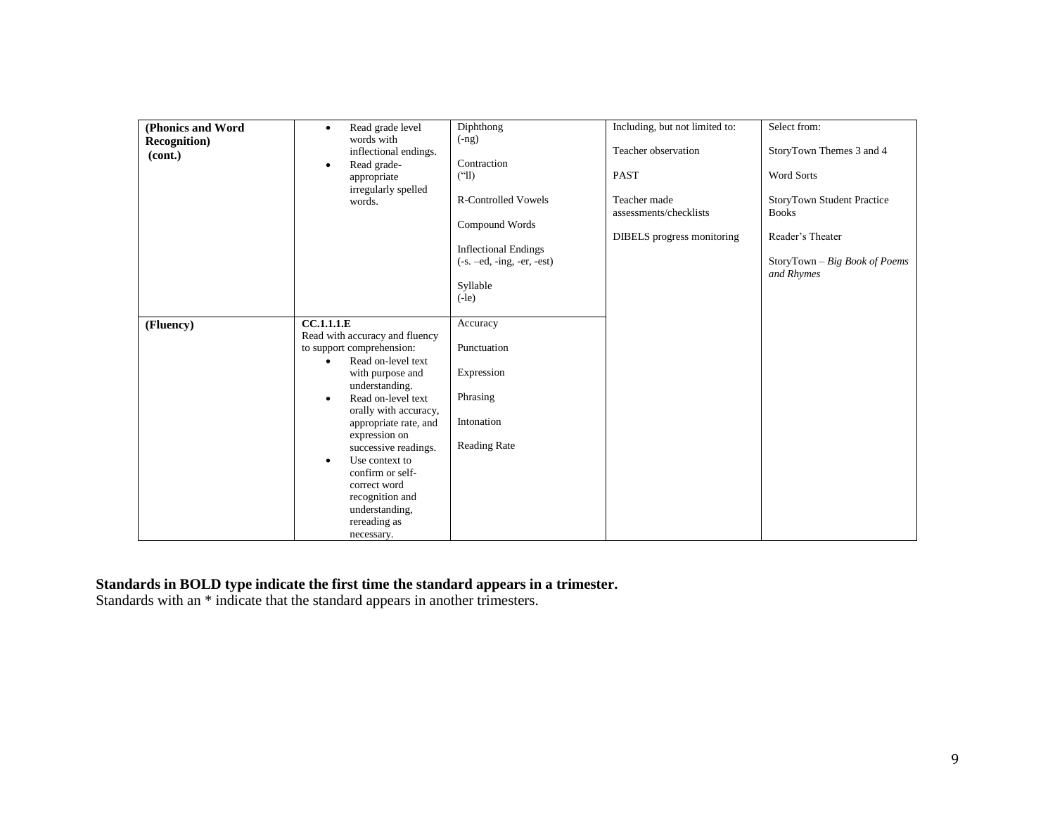| | | | | |
|---|---|---|---|---|
| **(Phonics and Word Recognition) (cont.)** | • Read grade level words with inflectional endings.<br>• Read grade-appropriate irregularly spelled words. | Diphthong (-ng)<br><br>Contraction ("ll)<br><br>R-Controlled Vowels<br><br>Compound Words<br><br>Inflectional Endings (-s. –ed, -ing, -er, -est)<br><br>Syllable (-le) | Including, but not limited to:<br><br>Teacher observation<br><br>PAST<br><br>Teacher made assessments/checklists<br><br>DIBELS progress monitoring | Select from:<br><br>StoryTown Themes 3 and 4<br><br>Word Sorts<br><br>StoryTown Student Practice Books<br><br>Reader's Theater<br><br>StoryTown – *Big Book of Poems and Rhymes* |
| **(Fluency)** | **CC.1.1.1.E**<br>Read with accuracy and fluency to support comprehension:<br>• Read on-level text with purpose and understanding.<br>• Read on-level text orally with accuracy, appropriate rate, and expression on successive readings.<br>• Use context to confirm or self-correct word recognition and understanding, rereading as necessary. | Accuracy<br><br>Punctuation<br><br>Expression<br><br>Phrasing<br><br>Intonation<br><br>Reading Rate | | |

**Standards in BOLD type indicate the first time the standard appears in a trimester.**

Standards with an * indicate that the standard appears in another trimesters.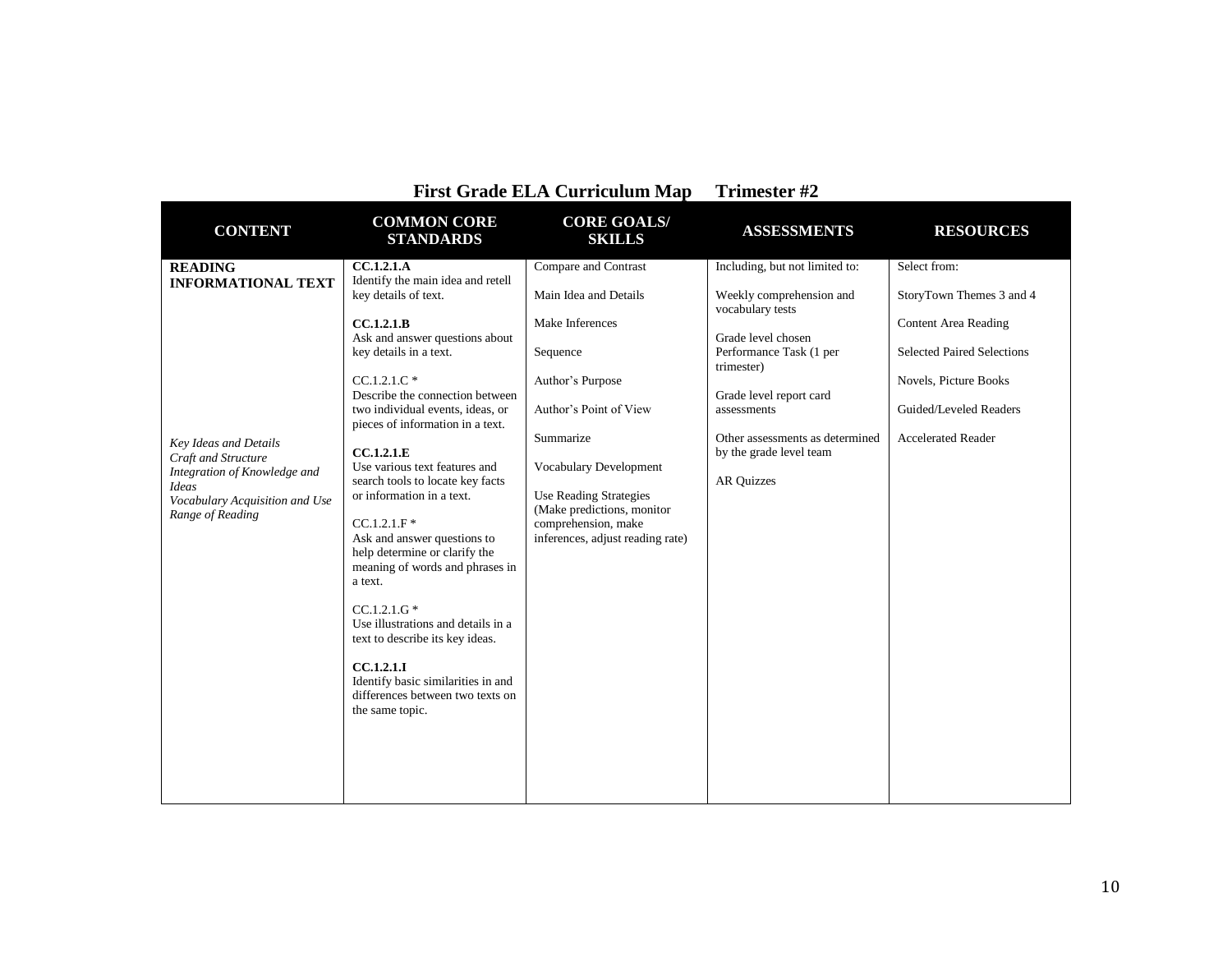## First Grade ELA Curriculum Map Trimester #2

| CONTENT | COMMON CORE STANDARDS | CORE GOALS/ SKILLS | ASSESSMENTS | RESOURCES |
|---|---|---|---|---|
| **READING INFORMATIONAL TEXT**<br><br>*Key Ideas and Details*<br>*Craft and Structure*<br>*Integration of Knowledge and Ideas*<br>*Vocabulary Acquisition and Use*<br>*Range of Reading* | **CC.1.2.1.A**<br>Identify the main idea and retell key details of text.<br><br>**CC.1.2.1.B**<br>Ask and answer questions about key details in a text.<br><br>CC.1.2.1.C *<br>Describe the connection between two individual events, ideas, or pieces of information in a text.<br><br>**CC.1.2.1.E**<br>Use various text features and search tools to locate key facts or information in a text.<br><br>CC.1.2.1.F *<br>Ask and answer questions to help determine or clarify the meaning of words and phrases in a text.<br><br>CC.1.2.1.G *<br>Use illustrations and details in a text to describe its key ideas.<br><br>**CC.1.2.1.I**<br>Identify basic similarities in and differences between two texts on the same topic. | Compare and Contrast<br><br>Main Idea and Details<br><br>Make Inferences<br><br>Sequence<br><br>Author's Purpose<br><br>Author's Point of View<br><br>Summarize<br><br>Vocabulary Development<br><br>Use Reading Strategies (Make predictions, monitor comprehension, make inferences, adjust reading rate) | Including, but not limited to:<br><br>Weekly comprehension and vocabulary tests<br><br>Grade level chosen Performance Task (1 per trimester)<br><br>Grade level report card assessments<br><br>Other assessments as determined by the grade level team<br><br>AR Quizzes | Select from:<br><br>StoryTown Themes 3 and 4<br><br>Content Area Reading<br><br>Selected Paired Selections<br><br>Novels, Picture Books<br><br>Guided/Leveled Readers<br><br>Accelerated Reader |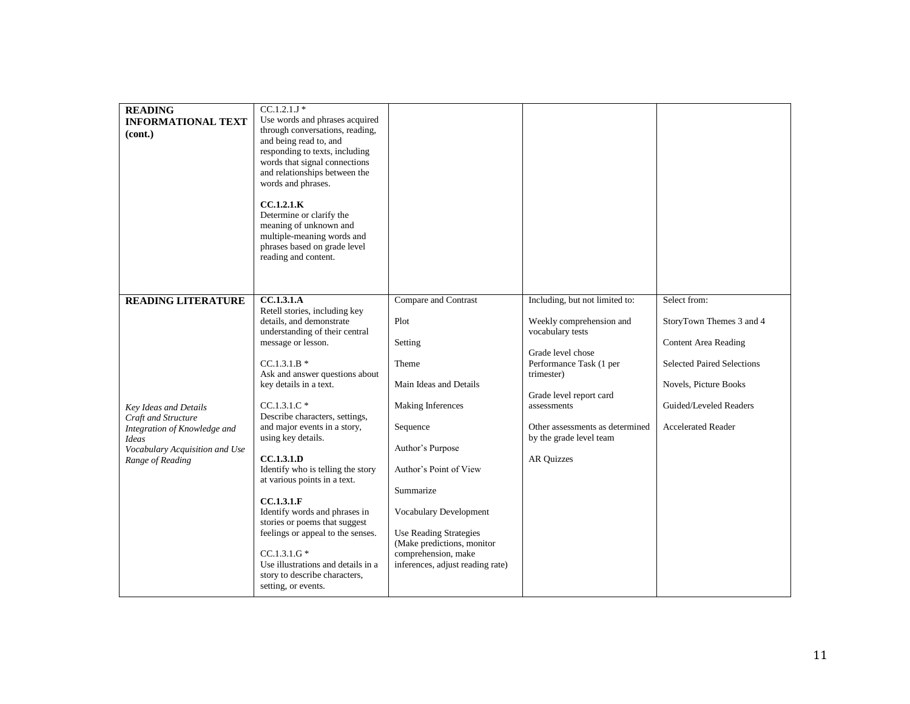| | | | | |
|---|---|---|---|---|
| **READING INFORMATIONAL TEXT (cont.)** | CC.1.2.1.J *<br>Use words and phrases acquired through conversations, reading, and being read to, and responding to texts, including words that signal connections and relationships between the words and phrases.<br><br>**CC.1.2.1.K**<br>Determine or clarify the meaning of unknown and multiple-meaning words and phrases based on grade level reading and content. | | | |
| **READING LITERATURE**<br><br>*Key Ideas and Details*<br>*Craft and Structure*<br>*Integration of Knowledge and Ideas*<br>*Vocabulary Acquisition and Use*<br>*Range of Reading* | **CC.1.3.1.A**<br>Retell stories, including key details, and demonstrate understanding of their central message or lesson.<br><br>CC.1.3.1.B *<br>Ask and answer questions about key details in a text.<br><br>CC.1.3.1.C *<br>Describe characters, settings, and major events in a story, using key details.<br><br>**CC.1.3.1.D**<br>Identify who is telling the story at various points in a text.<br><br>**CC.1.3.1.F**<br>Identify words and phrases in stories or poems that suggest feelings or appeal to the senses.<br><br>CC.1.3.1.G *<br>Use illustrations and details in a story to describe characters, setting, or events. | Compare and Contrast<br><br>Plot<br><br>Setting<br><br>Theme<br><br>Main Ideas and Details<br><br>Making Inferences<br><br>Sequence<br><br>Author's Purpose<br><br>Author's Point of View<br><br>Summarize<br><br>Vocabulary Development<br><br>Use Reading Strategies (Make predictions, monitor comprehension, make inferences, adjust reading rate) | Including, but not limited to:<br><br>Weekly comprehension and vocabulary tests<br><br>Grade level chose Performance Task (1 per trimester)<br><br>Grade level report card assessments<br><br>Other assessments as determined by the grade level team<br><br>AR Quizzes | Select from:<br><br>StoryTown Themes 3 and 4<br><br>Content Area Reading<br><br>Selected Paired Selections<br><br>Novels, Picture Books<br><br>Guided/Leveled Readers<br><br>Accelerated Reader |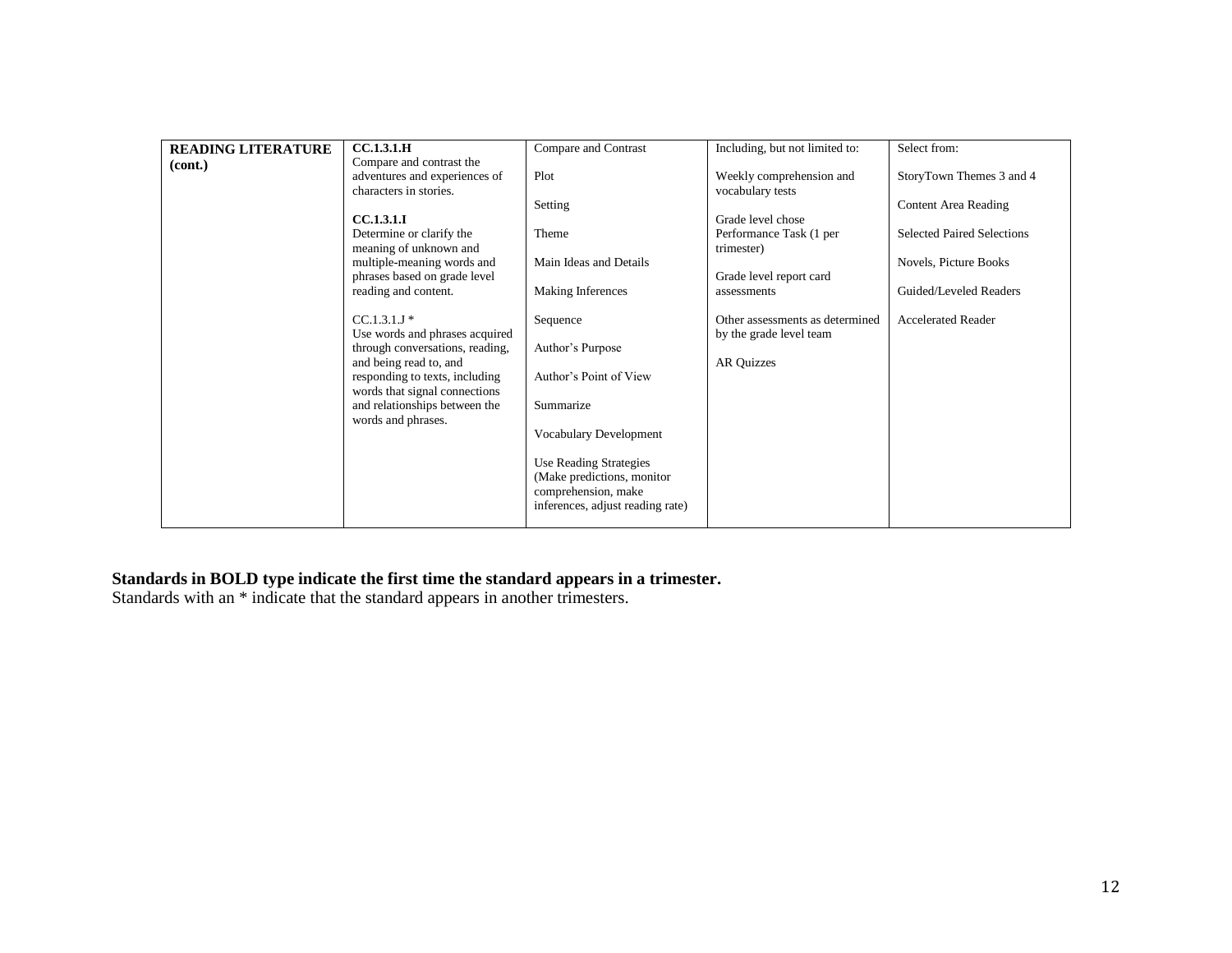| **READING LITERATURE (cont.)** | **CC.1.3.1.H**<br>Compare and contrast the adventures and experiences of characters in stories.<br><br>**CC.1.3.1.I**<br>Determine or clarify the meaning of unknown and multiple-meaning words and phrases based on grade level reading and content.<br><br>CC.1.3.1.J *<br>Use words and phrases acquired through conversations, reading, and being read to, and responding to texts, including words that signal connections and relationships between the words and phrases. | Compare and Contrast<br><br>Plot<br><br>Setting<br><br>Theme<br><br>Main Ideas and Details<br><br>Making Inferences<br><br>Sequence<br><br>Author's Purpose<br><br>Author's Point of View<br><br>Summarize<br><br>Vocabulary Development<br><br>Use Reading Strategies (Make predictions, monitor comprehension, make inferences, adjust reading rate) | Including, but not limited to:<br><br>Weekly comprehension and vocabulary tests<br><br>Grade level chose Performance Task (1 per trimester)<br><br>Grade level report card assessments<br><br>Other assessments as determined by the grade level team<br><br>AR Quizzes | Select from:<br><br>StoryTown Themes 3 and 4<br><br>Content Area Reading<br><br>Selected Paired Selections<br><br>Novels, Picture Books<br><br>Guided/Leveled Readers<br><br>Accelerated Reader |
|---|---|---|---|---|

**Standards in BOLD type indicate the first time the standard appears in a trimester.**
Standards with an * indicate that the standard appears in another trimesters.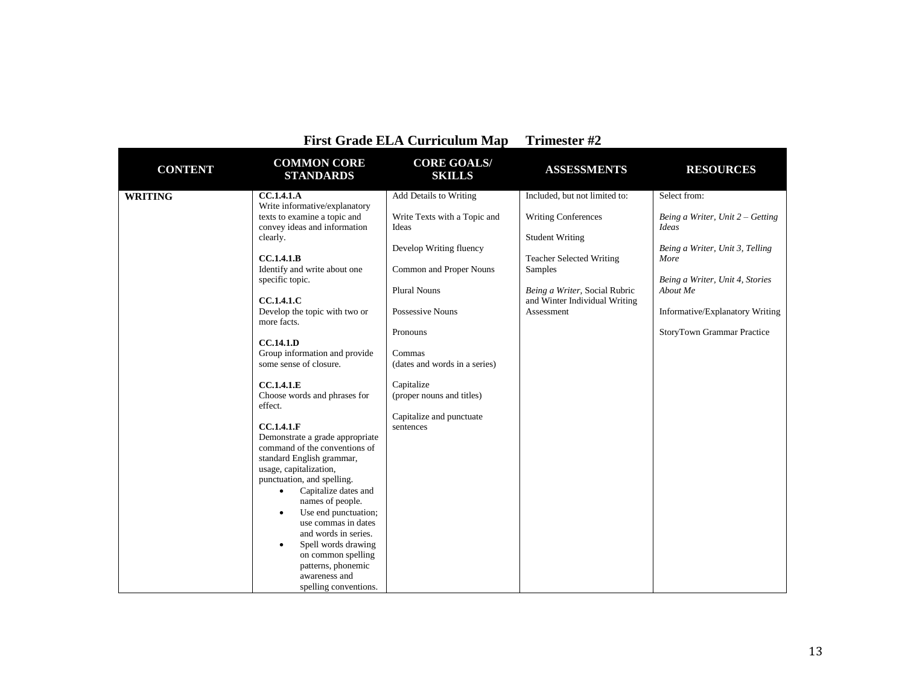## First Grade ELA Curriculum Map     Trimester #2

| CONTENT | COMMON CORE STANDARDS | CORE GOALS/ SKILLS | ASSESSMENTS | RESOURCES |
|---|---|---|---|---|
| **WRITING** | **CC.1.4.1.A** Write informative/explanatory texts to examine a topic and convey ideas and information clearly.<br><br>**CC.1.4.1.B** Identify and write about one specific topic.<br><br>**CC.1.4.1.C** Develop the topic with two or more facts.<br><br>**CC.14.1.D** Group information and provide some sense of closure.<br><br>**CC.1.4.1.E** Choose words and phrases for effect.<br><br>**CC.1.4.1.F** Demonstrate a grade appropriate command of the conventions of standard English grammar, usage, capitalization, punctuation, and spelling.<br>• Capitalize dates and names of people.<br>• Use end punctuation; use commas in dates and words in series.<br>• Spell words drawing on common spelling patterns, phonemic awareness and spelling conventions. | Add Details to Writing<br><br>Write Texts with a Topic and Ideas<br><br>Develop Writing fluency<br><br>Common and Proper Nouns<br><br>Plural Nouns<br><br>Possessive Nouns<br><br>Pronouns<br><br>Commas (dates and words in a series)<br><br>Capitalize (proper nouns and titles)<br><br>Capitalize and punctuate sentences | Included, but not limited to:<br><br>Writing Conferences<br><br>Student Writing<br><br>Teacher Selected Writing Samples<br><br>*Being a Writer*, Social Rubric and Winter Individual Writing Assessment | Select from:<br><br>*Being a Writer, Unit 2 – Getting Ideas*<br><br>*Being a Writer, Unit 3, Telling More*<br><br>*Being a Writer, Unit 4, Stories About Me*<br><br>Informative/Explanatory Writing<br><br>StoryTown Grammar Practice |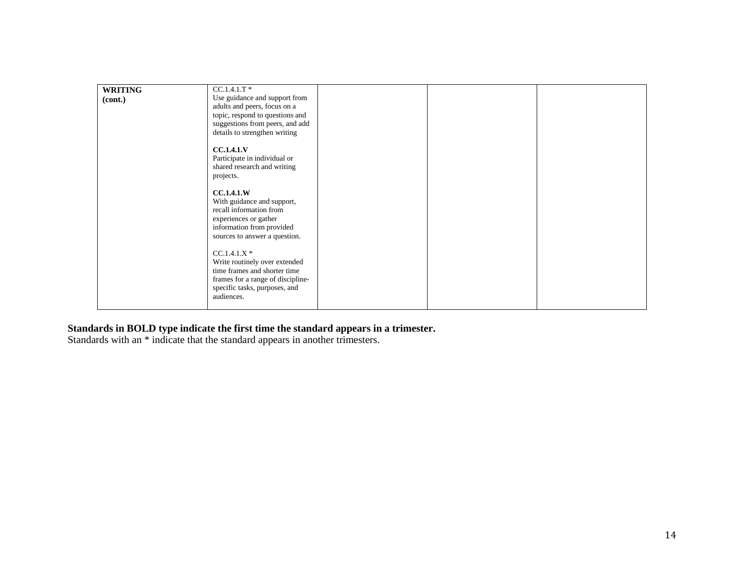| **WRITING (cont.)** | CC.1.4.1.T * Use guidance and support from adults and peers, focus on a topic, respond to questions and suggestions from peers, and add details to strengthen writing<br><br>**CC.1.4.1.V** Participate in individual or shared research and writing projects.<br><br>**CC.1.4.1.W** With guidance and support, recall information from experiences or gather information from provided sources to answer a question.<br><br>CC.1.4.1.X * Write routinely over extended time frames and shorter time frames for a range of discipline-specific tasks, purposes, and audiences. | | | |
|---|---|---|---|---|

**Standards in BOLD type indicate the first time the standard appears in a trimester.**
Standards with an * indicate that the standard appears in another trimesters.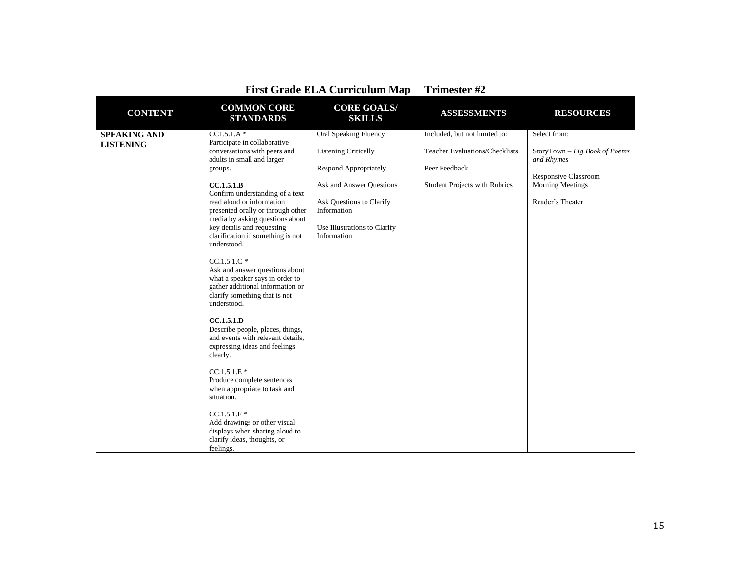## First Grade ELA Curriculum Map     Trimester #2

| CONTENT | COMMON CORE STANDARDS | CORE GOALS/ SKILLS | ASSESSMENTS | RESOURCES |
|---|---|---|---|---|
| **SPEAKING AND LISTENING** | CC1.5.1.A *<br>Participate in collaborative conversations with peers and adults in small and larger groups.<br><br>**CC.1.5.1.B**<br>Confirm understanding of a text read aloud or information presented orally or through other media by asking questions about key details and requesting clarification if something is not understood.<br><br>CC.1.5.1.C *<br>Ask and answer questions about what a speaker says in order to gather additional information or clarify something that is not understood.<br><br>**CC.1.5.1.D**<br>Describe people, places, things, and events with relevant details, expressing ideas and feelings clearly.<br><br>CC.1.5.1.E *<br>Produce complete sentences when appropriate to task and situation.<br><br>CC.1.5.1.F *<br>Add drawings or other visual displays when sharing aloud to clarify ideas, thoughts, or feelings. | Oral Speaking Fluency<br><br>Listening Critically<br><br>Respond Appropriately<br><br>Ask and Answer Questions<br><br>Ask Questions to Clarify Information<br><br>Use Illustrations to Clarify Information | Included, but not limited to:<br><br>Teacher Evaluations/Checklists<br><br>Peer Feedback<br><br>Student Projects with Rubrics | Select from:<br><br>StoryTown – *Big Book of Poems and Rhymes*<br><br>Responsive Classroom – Morning Meetings<br><br>Reader's Theater |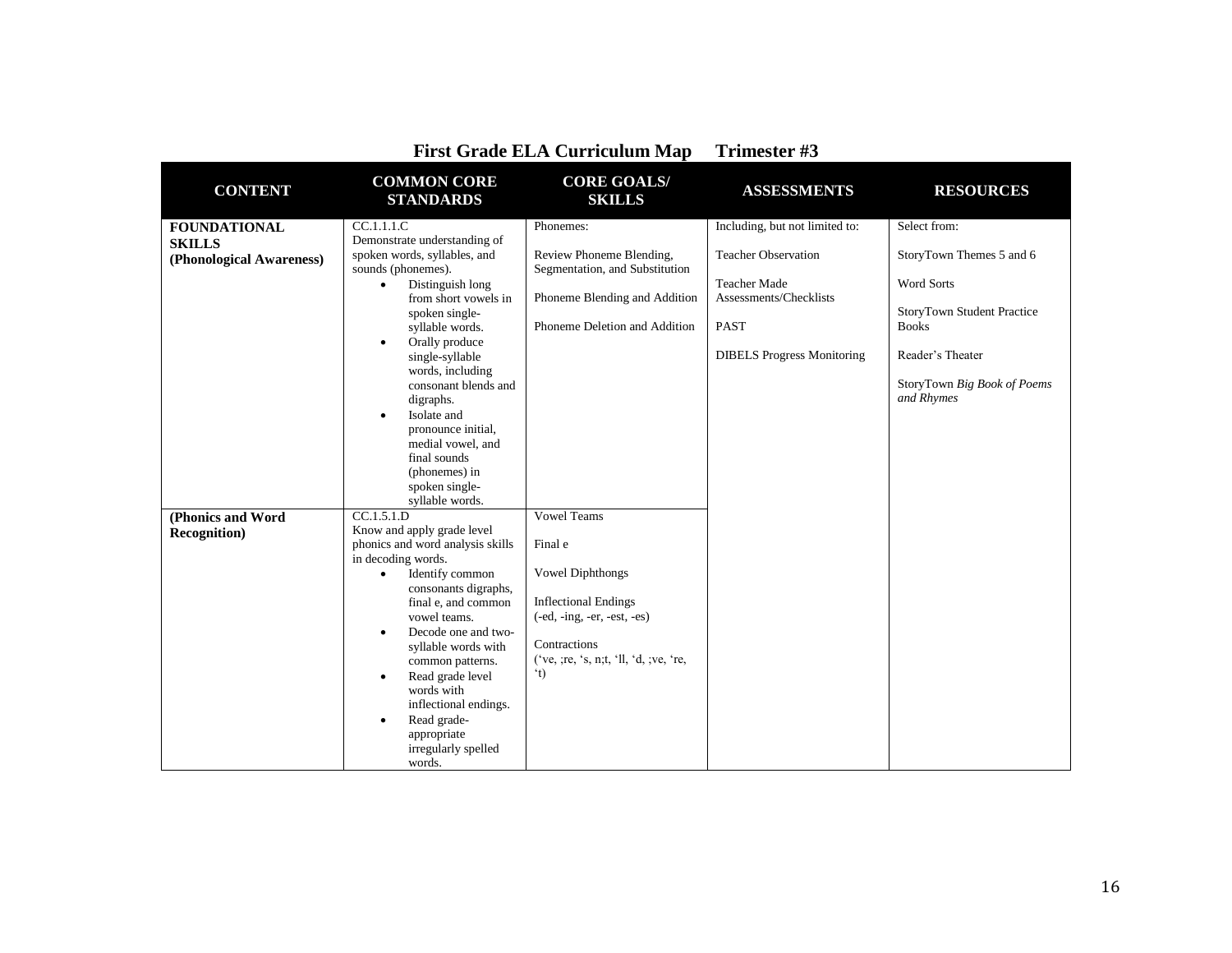# First Grade ELA Curriculum Map Trimester #3

| CONTENT | COMMON CORE STANDARDS | CORE GOALS/ SKILLS | ASSESSMENTS | RESOURCES |
|---|---|---|---|---|
| **FOUNDATIONAL SKILLS (Phonological Awareness)** | CC.1.1.1.C<br>Demonstrate understanding of spoken words, syllables, and sounds (phonemes).<br>• Distinguish long from short vowels in spoken single-syllable words.<br>• Orally produce single-syllable words, including consonant blends and digraphs.<br>• Isolate and pronounce initial, medial vowel, and final sounds (phonemes) in spoken single-syllable words. | Phonemes:<br><br>Review Phoneme Blending, Segmentation, and Substitution<br><br>Phoneme Blending and Addition<br><br>Phoneme Deletion and Addition | Including, but not limited to:<br><br>Teacher Observation<br><br>Teacher Made Assessments/Checklists<br><br>PAST<br><br>DIBELS Progress Monitoring | Select from:<br><br>StoryTown Themes 5 and 6<br><br>Word Sorts<br><br>StoryTown Student Practice Books<br><br>Reader's Theater<br><br>StoryTown *Big Book of Poems and Rhymes* |
| **(Phonics and Word Recognition)** | CC.1.5.1.D<br>Know and apply grade level phonics and word analysis skills in decoding words.<br>• Identify common consonants digraphs, final e, and common vowel teams.<br>• Decode one and two-syllable words with common patterns.<br>• Read grade level words with inflectional endings.<br>• Read grade-appropriate irregularly spelled words. | Vowel Teams<br><br>Final e<br><br>Vowel Diphthongs<br><br>Inflectional Endings (-ed, -ing, -er, -est, -es)<br><br>Contractions ('ve, ;re, 's, n;t, 'll, 'd, ;ve, 're, 't) | | |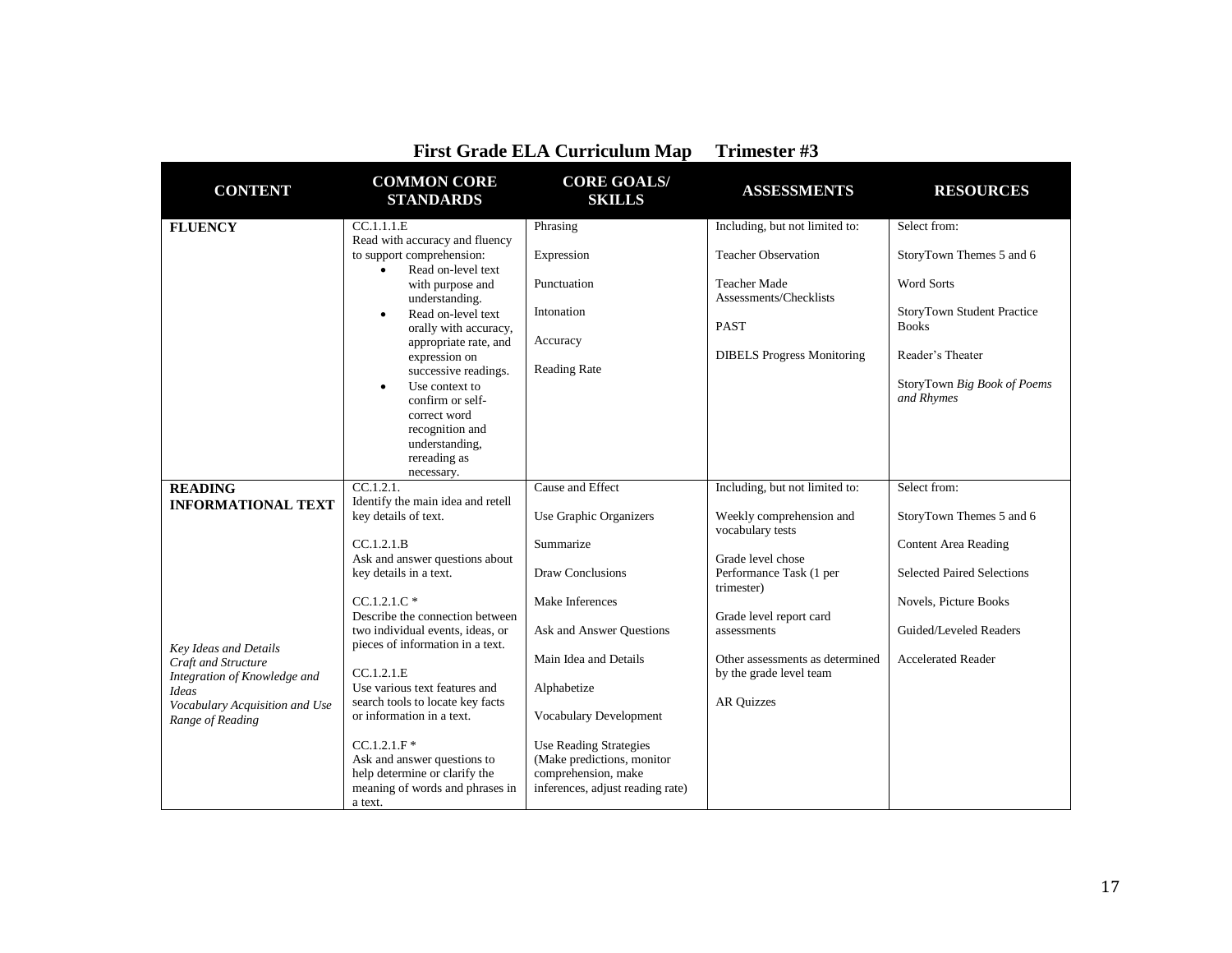# First Grade ELA Curriculum Map Trimester #3

| CONTENT | COMMON CORE STANDARDS | CORE GOALS/ SKILLS | ASSESSMENTS | RESOURCES |
|---|---|---|---|---|
| **FLUENCY** | CC.1.1.1.E<br>Read with accuracy and fluency to support comprehension:<br>• Read on-level text with purpose and understanding.<br>• Read on-level text orally with accuracy, appropriate rate, and expression on successive readings.<br>• Use context to confirm or self-correct word recognition and understanding, rereading as necessary. | Phrasing<br><br>Expression<br><br>Punctuation<br><br>Intonation<br><br>Accuracy<br><br>Reading Rate | Including, but not limited to:<br><br>Teacher Observation<br><br>Teacher Made Assessments/Checklists<br><br>PAST<br><br>DIBELS Progress Monitoring | Select from:<br><br>StoryTown Themes 5 and 6<br><br>Word Sorts<br><br>StoryTown Student Practice Books<br><br>Reader's Theater<br><br>StoryTown *Big Book of Poems and Rhymes* |
| **READING INFORMATIONAL TEXT**<br><br>*Key Ideas and Details*<br>*Craft and Structure*<br>*Integration of Knowledge and Ideas*<br>*Vocabulary Acquisition and Use*<br>*Range of Reading* | CC.1.2.1.<br>Identify the main idea and retell key details of text.<br><br>CC.1.2.1.B<br>Ask and answer questions about key details in a text.<br><br>CC.1.2.1.C *<br>Describe the connection between two individual events, ideas, or pieces of information in a text.<br><br>CC.1.2.1.E<br>Use various text features and search tools to locate key facts or information in a text.<br><br>CC.1.2.1.F *<br>Ask and answer questions to help determine or clarify the meaning of words and phrases in a text. | Cause and Effect<br><br>Use Graphic Organizers<br><br>Summarize<br><br>Draw Conclusions<br><br>Make Inferences<br><br>Ask and Answer Questions<br><br>Main Idea and Details<br><br>Alphabetize<br><br>Vocabulary Development<br><br>Use Reading Strategies (Make predictions, monitor comprehension, make inferences, adjust reading rate) | Including, but not limited to:<br><br>Weekly comprehension and vocabulary tests<br><br>Grade level chose Performance Task (1 per trimester)<br><br>Grade level report card assessments<br><br>Other assessments as determined by the grade level team<br><br>AR Quizzes | Select from:<br><br>StoryTown Themes 5 and 6<br><br>Content Area Reading<br><br>Selected Paired Selections<br><br>Novels, Picture Books<br><br>Guided/Leveled Readers<br><br>Accelerated Reader |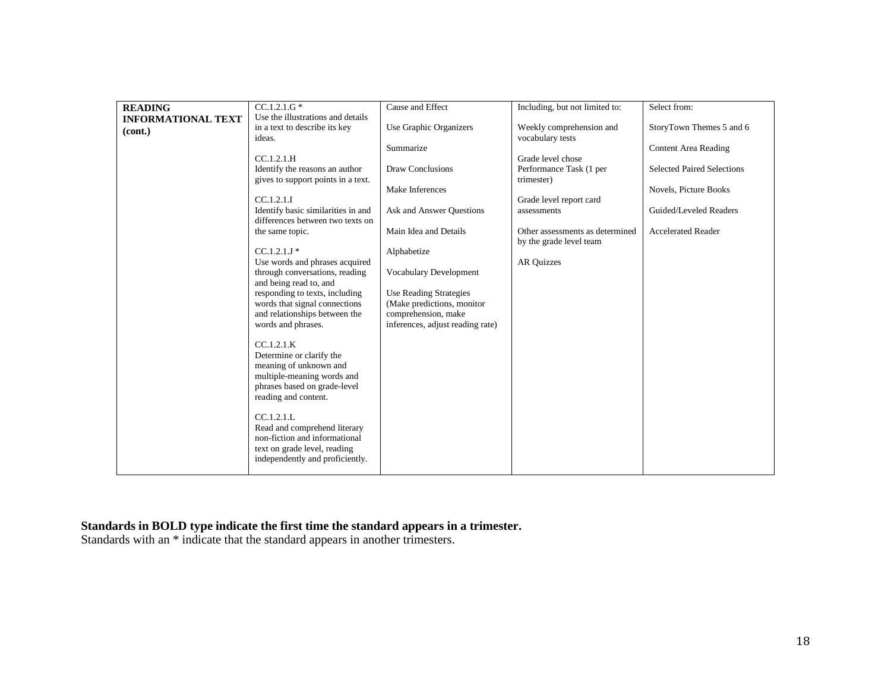| **READING INFORMATIONAL TEXT (cont.)** | CC.1.2.1.G * Use the illustrations and details in a text to describe its key ideas.<br><br>CC.1.2.1.H Identify the reasons an author gives to support points in a text.<br><br>CC.1.2.1.I Identify basic similarities in and differences between two texts on the same topic.<br><br>CC.1.2.1.J * Use words and phrases acquired through conversations, reading and being read to, and responding to texts, including words that signal connections and relationships between the words and phrases.<br><br>CC.1.2.1.K Determine or clarify the meaning of unknown and multiple-meaning words and phrases based on grade-level reading and content.<br><br>CC.1.2.1.L Read and comprehend literary non-fiction and informational text on grade level, reading independently and proficiently. | Cause and Effect<br><br>Use Graphic Organizers<br><br>Summarize<br><br>Draw Conclusions<br><br>Make Inferences<br><br>Ask and Answer Questions<br><br>Main Idea and Details<br><br>Alphabetize<br><br>Vocabulary Development<br><br>Use Reading Strategies (Make predictions, monitor comprehension, make inferences, adjust reading rate) | Including, but not limited to:<br><br>Weekly comprehension and vocabulary tests<br><br>Grade level chose Performance Task (1 per trimester)<br><br>Grade level report card assessments<br><br>Other assessments as determined by the grade level team<br><br>AR Quizzes | Select from:<br><br>StoryTown Themes 5 and 6<br><br>Content Area Reading<br><br>Selected Paired Selections<br><br>Novels, Picture Books<br><br>Guided/Leveled Readers<br><br>Accelerated Reader |
|---|---|---|---|---|

**Standards in BOLD type indicate the first time the standard appears in a trimester.**
Standards with an * indicate that the standard appears in another trimesters.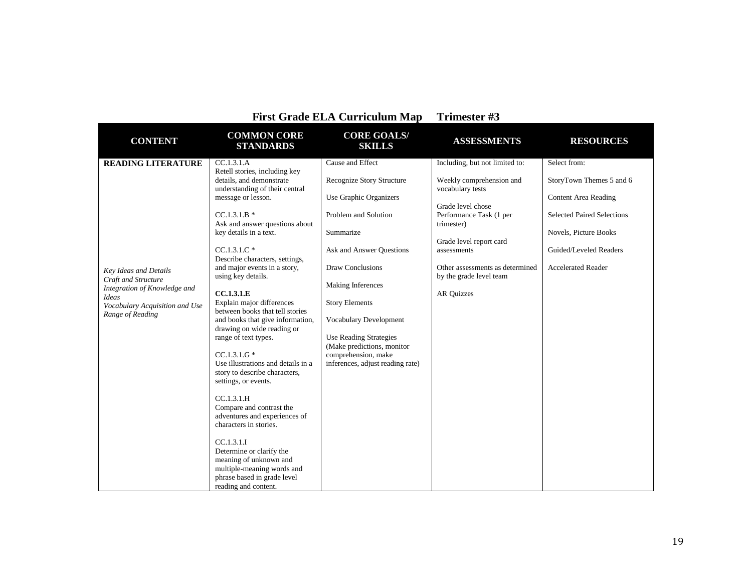## First Grade ELA Curriculum Map     Trimester #3

| CONTENT | COMMON CORE STANDARDS | CORE GOALS/ SKILLS | ASSESSMENTS | RESOURCES |
|---|---|---|---|---|
| **READING LITERATURE**<br><br>*Key Ideas and Details*<br>*Craft and Structure*<br>*Integration of Knowledge and Ideas*<br>*Vocabulary Acquisition and Use*<br>*Range of Reading* | CC.1.3.1.A<br>Retell stories, including key details, and demonstrate understanding of their central message or lesson.<br><br>CC.1.3.1.B *<br>Ask and answer questions about key details in a text.<br><br>CC.1.3.1.C *<br>Describe characters, settings, and major events in a story, using key details.<br><br>**CC.1.3.1.E**<br>Explain major differences between books that tell stories and books that give information, drawing on wide reading or range of text types.<br><br>CC.1.3.1.G *<br>Use illustrations and details in a story to describe characters, settings, or events.<br><br>CC.1.3.1.H<br>Compare and contrast the adventures and experiences of characters in stories.<br><br>CC.1.3.1.I<br>Determine or clarify the meaning of unknown and multiple-meaning words and phrase based in grade level reading and content. | Cause and Effect<br><br>Recognize Story Structure<br><br>Use Graphic Organizers<br><br>Problem and Solution<br><br>Summarize<br><br>Ask and Answer Questions<br><br>Draw Conclusions<br><br>Making Inferences<br><br>Story Elements<br><br>Vocabulary Development<br><br>Use Reading Strategies (Make predictions, monitor comprehension, make inferences, adjust reading rate) | Including, but not limited to:<br><br>Weekly comprehension and vocabulary tests<br><br>Grade level chose Performance Task (1 per trimester)<br><br>Grade level report card assessments<br><br>Other assessments as determined by the grade level team<br><br>AR Quizzes | Select from:<br><br>StoryTown Themes 5 and 6<br><br>Content Area Reading<br><br>Selected Paired Selections<br><br>Novels, Picture Books<br><br>Guided/Leveled Readers<br><br>Accelerated Reader |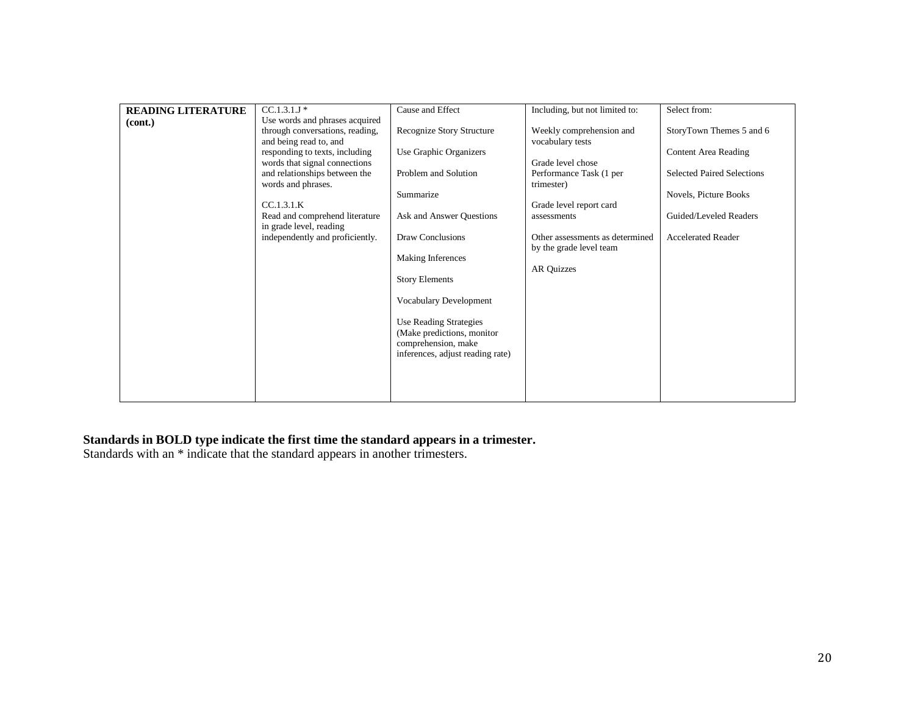| READING LITERATURE (cont.) | CC.1.3.1.J * Use words and phrases acquired through conversations, reading, and being read to, and responding to texts, including words that signal connections and relationships between the words and phrases.<br><br>CC.1.3.1.K Read and comprehend literature in grade level, reading independently and proficiently. | Cause and Effect<br><br>Recognize Story Structure<br><br>Use Graphic Organizers<br><br>Problem and Solution<br><br>Summarize<br><br>Ask and Answer Questions<br><br>Draw Conclusions<br><br>Making Inferences<br><br>Story Elements<br><br>Vocabulary Development<br><br>Use Reading Strategies (Make predictions, monitor comprehension, make inferences, adjust reading rate) | Including, but not limited to:<br><br>Weekly comprehension and vocabulary tests<br><br>Grade level chose Performance Task (1 per trimester)<br><br>Grade level report card assessments<br><br>Other assessments as determined by the grade level team<br><br>AR Quizzes | Select from:<br><br>StoryTown Themes 5 and 6<br><br>Content Area Reading<br><br>Selected Paired Selections<br><br>Novels, Picture Books<br><br>Guided/Leveled Readers<br><br>Accelerated Reader |
|---|---|---|---|---|

**Standards in BOLD type indicate the first time the standard appears in a trimester.**
Standards with an * indicate that the standard appears in another trimesters.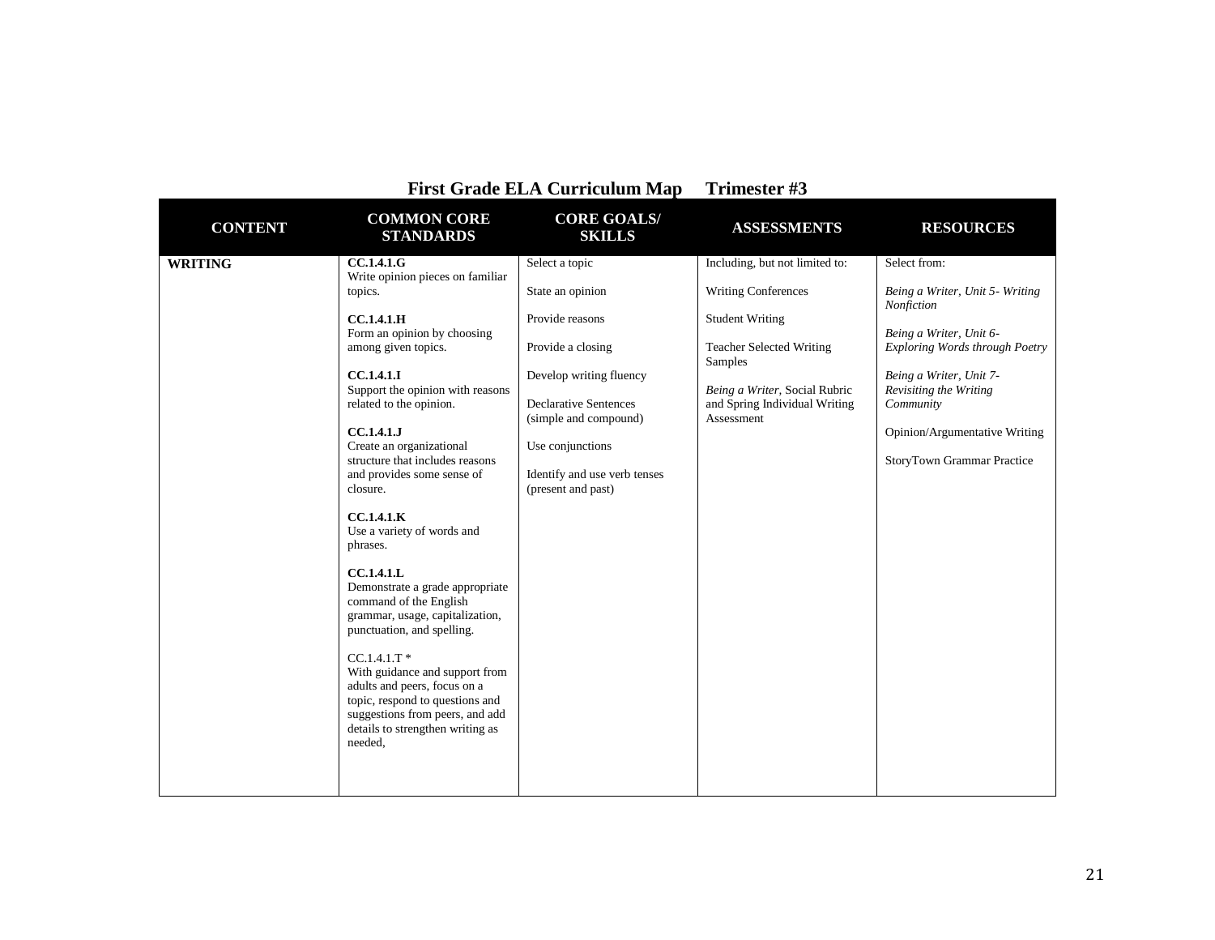# First Grade ELA Curriculum Map    Trimester #3

| CONTENT | COMMON CORE STANDARDS | CORE GOALS/ SKILLS | ASSESSMENTS | RESOURCES |
|---|---|---|---|---|
| **WRITING** | **CC.1.4.1.G**<br>Write opinion pieces on familiar topics.<br><br>**CC.1.4.1.H**<br>Form an opinion by choosing among given topics.<br><br>**CC.1.4.1.I**<br>Support the opinion with reasons related to the opinion.<br><br>**CC.1.4.1.J**<br>Create an organizational structure that includes reasons and provides some sense of closure.<br><br>**CC.1.4.1.K**<br>Use a variety of words and phrases.<br><br>**CC.1.4.1.L**<br>Demonstrate a grade appropriate command of the English grammar, usage, capitalization, punctuation, and spelling.<br><br>CC.1.4.1.T *<br>With guidance and support from adults and peers, focus on a topic, respond to questions and suggestions from peers, and add details to strengthen writing as needed, | Select a topic<br><br>State an opinion<br><br>Provide reasons<br><br>Provide a closing<br><br>Develop writing fluency<br><br>Declarative Sentences (simple and compound)<br><br>Use conjunctions<br><br>Identify and use verb tenses (present and past) | Including, but not limited to:<br><br>Writing Conferences<br><br>Student Writing<br><br>Teacher Selected Writing Samples<br><br>*Being a Writer*, Social Rubric and Spring Individual Writing Assessment | Select from:<br><br>*Being a Writer, Unit 5- Writing Nonfiction*<br><br>*Being a Writer, Unit 6- Exploring Words through Poetry*<br><br>*Being a Writer, Unit 7- Revisiting the Writing Community*<br><br>Opinion/Argumentative Writing<br><br>StoryTown Grammar Practice |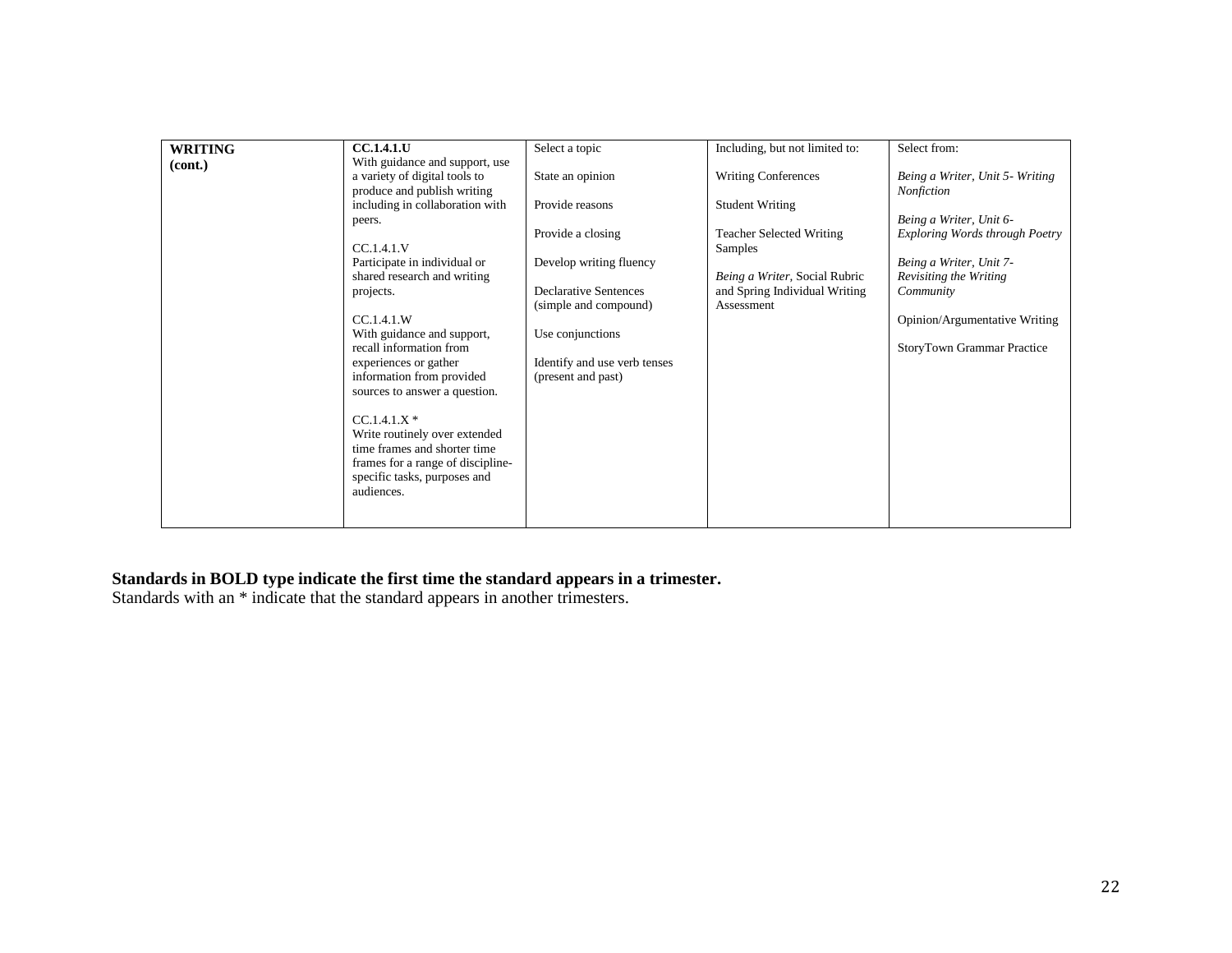| **WRITING (cont.)** | **CC.1.4.1.U**<br>With guidance and support, use a variety of digital tools to produce and publish writing including in collaboration with peers.<br><br>CC.1.4.1.V<br>Participate in individual or shared research and writing projects.<br><br>CC.1.4.1.W<br>With guidance and support, recall information from experiences or gather information from provided sources to answer a question.<br><br>CC.1.4.1.X *<br>Write routinely over extended time frames and shorter time frames for a range of discipline-specific tasks, purposes and audiences. | Select a topic<br><br>State an opinion<br><br>Provide reasons<br><br>Provide a closing<br><br>Develop writing fluency<br><br>Declarative Sentences (simple and compound)<br><br>Use conjunctions<br><br>Identify and use verb tenses (present and past) | Including, but not limited to:<br><br>Writing Conferences<br><br>Student Writing<br><br>Teacher Selected Writing Samples<br><br>*Being a Writer*, Social Rubric and Spring Individual Writing Assessment | Select from:<br><br>*Being a Writer, Unit 5- Writing Nonfiction*<br><br>*Being a Writer, Unit 6- Exploring Words through Poetry*<br><br>*Being a Writer, Unit 7- Revisiting the Writing Community*<br><br>Opinion/Argumentative Writing<br><br>StoryTown Grammar Practice |
|---|---|---|---|---|

**Standards in BOLD type indicate the first time the standard appears in a trimester.**
Standards with an * indicate that the standard appears in another trimesters.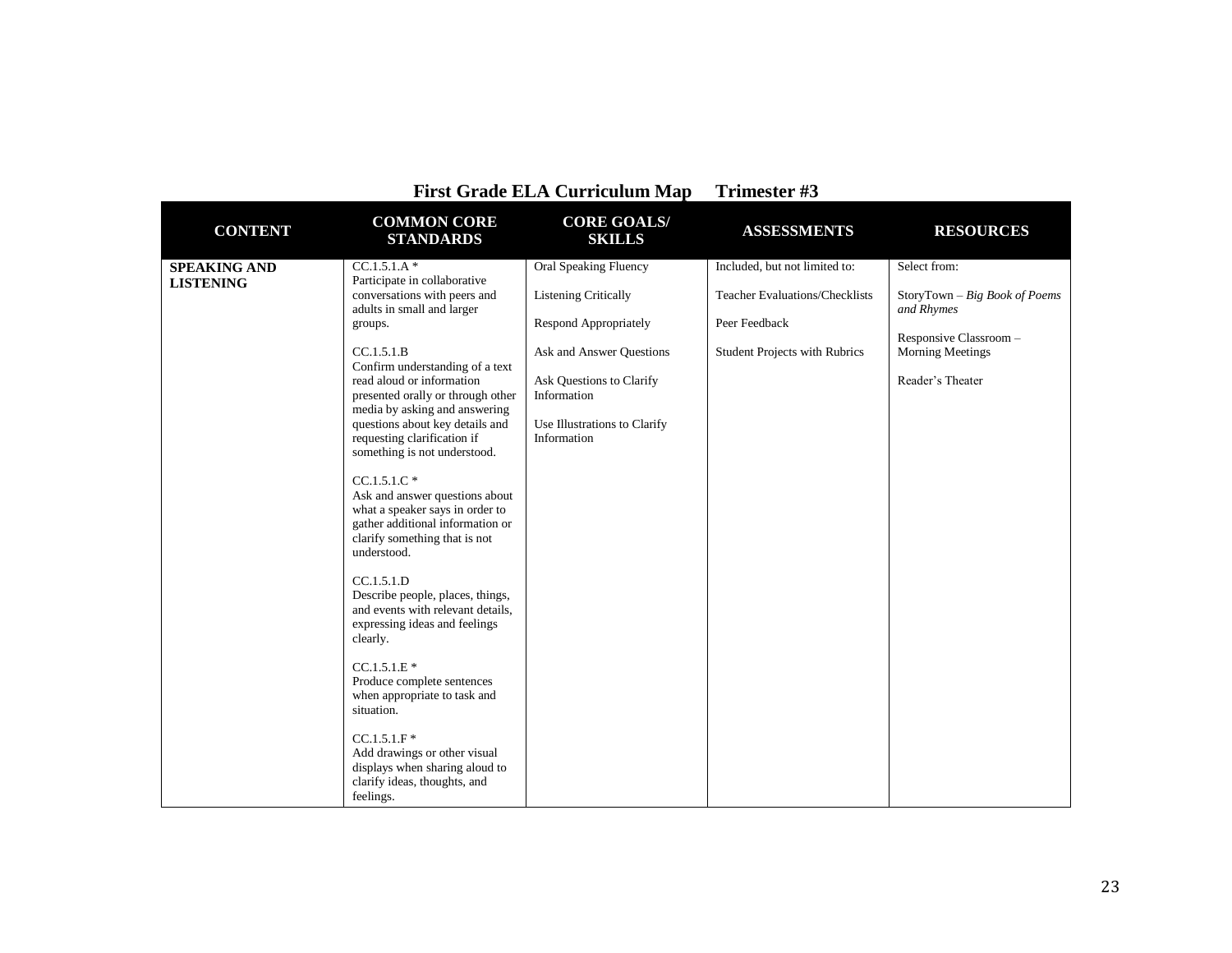# First Grade ELA Curriculum Map Trimester #3

| CONTENT | COMMON CORE STANDARDS | CORE GOALS/ SKILLS | ASSESSMENTS | RESOURCES |
|---|---|---|---|---|
| **SPEAKING AND LISTENING** | CC.1.5.1.A * Participate in collaborative conversations with peers and adults in small and larger groups.<br><br>CC.1.5.1.B Confirm understanding of a text read aloud or information presented orally or through other media by asking and answering questions about key details and requesting clarification if something is not understood.<br><br>CC.1.5.1.C * Ask and answer questions about what a speaker says in order to gather additional information or clarify something that is not understood.<br><br>CC.1.5.1.D Describe people, places, things, and events with relevant details, expressing ideas and feelings clearly.<br><br>CC.1.5.1.E * Produce complete sentences when appropriate to task and situation.<br><br>CC.1.5.1.F * Add drawings or other visual displays when sharing aloud to clarify ideas, thoughts, and feelings. | Oral Speaking Fluency<br><br>Listening Critically<br><br>Respond Appropriately<br><br>Ask and Answer Questions<br><br>Ask Questions to Clarify Information<br><br>Use Illustrations to Clarify Information | Included, but not limited to:<br><br>Teacher Evaluations/Checklists<br><br>Peer Feedback<br><br>Student Projects with Rubrics | Select from:<br><br>StoryTown – *Big Book of Poems and Rhymes*<br><br>Responsive Classroom – Morning Meetings<br><br>Reader's Theater |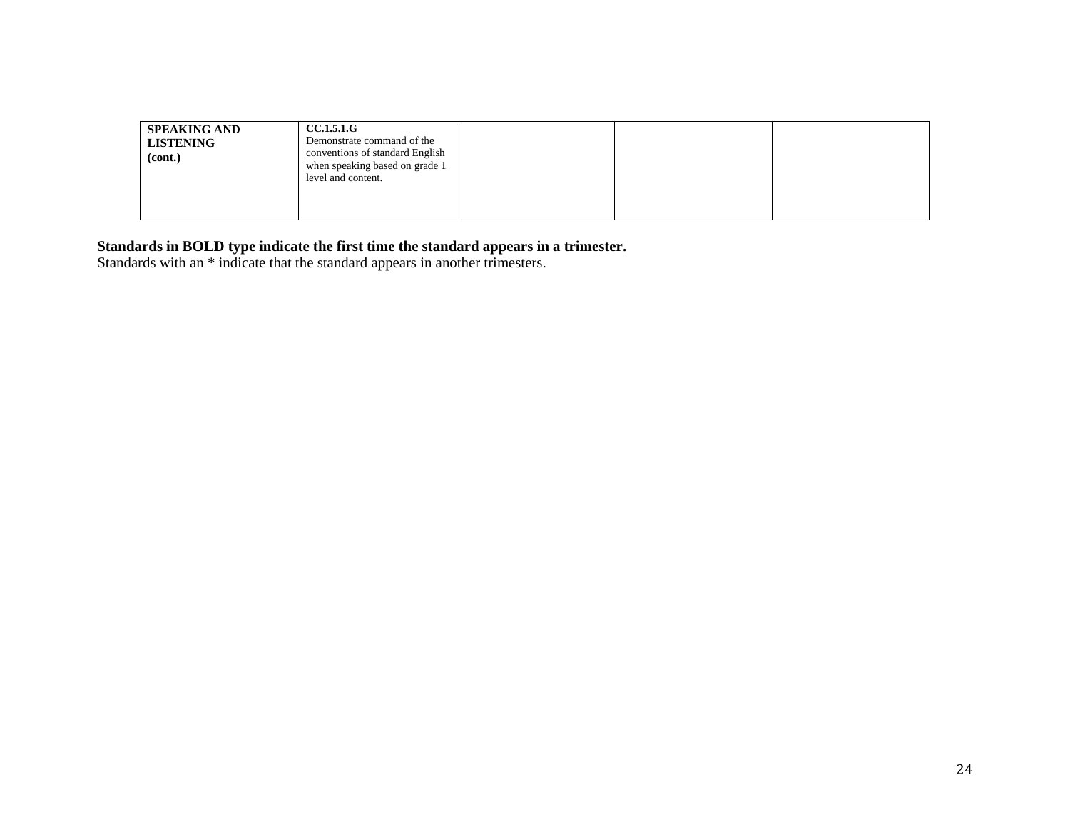| | | | | |
|---|---|---|---|---|
| **SPEAKING AND LISTENING (cont.)** | **CC.1.5.1.G** Demonstrate command of the conventions of standard English when speaking based on grade 1 level and content. | | | |

**Standards in BOLD type indicate the first time the standard appears in a trimester.**

Standards with an * indicate that the standard appears in another trimesters.